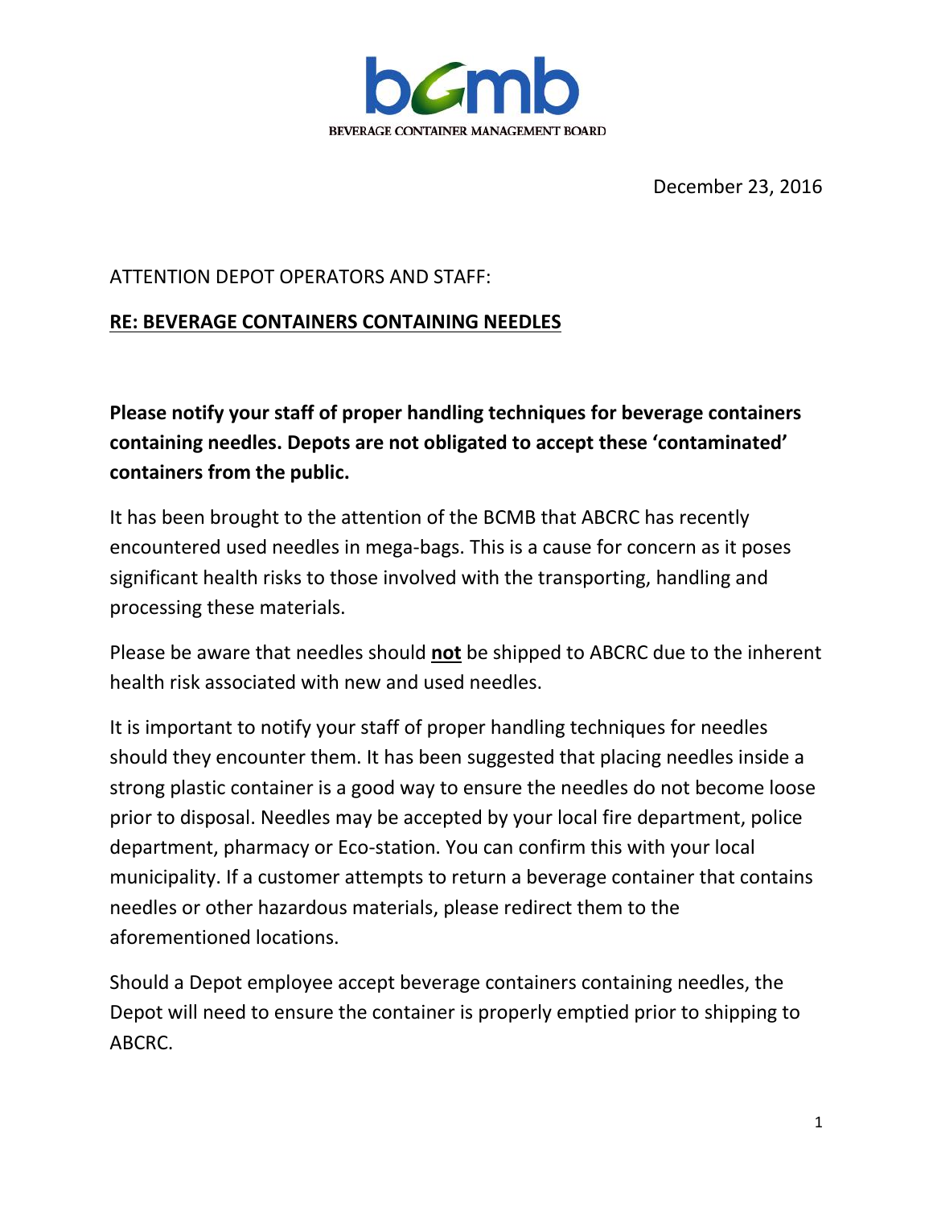bcmb

BEVERAGE CONTAINER MANAGEMENT BOARD

December 23, 2016

ATTENTION DEPOT OPERATORS AND STAFF:

**RE: BEVERAGE CONTAINERS CONTAINING NEEDLES**

**Please notify your staff of proper handling techniques for beverage containers containing needles. Depots are not obligated to accept these 'contaminated' containers from the public.**

It has been brought to the attention of the BCMB that ABCRC has recently encountered used needles in mega-bags. This is a cause for concern as it poses significant health risks to those involved with the transporting, handling and processing these materials.

Please be aware that needles should **not** be shipped to ABCRC due to the inherent health risk associated with new and used needles.

It is important to notify your staff of proper handling techniques for needles should they encounter them. It has been suggested that placing needles inside a strong plastic container is a good way to ensure the needles do not become loose prior to disposal. Needles may be accepted by your local fire department, police department, pharmacy or Eco-station. You can confirm this with your local municipality. If a customer attempts to return a beverage container that contains needles or other hazardous materials, please redirect them to the aforementioned locations.

Should a Depot employee accept beverage containers containing needles, the Depot will need to ensure the container is properly emptied prior to shipping to ABCRC.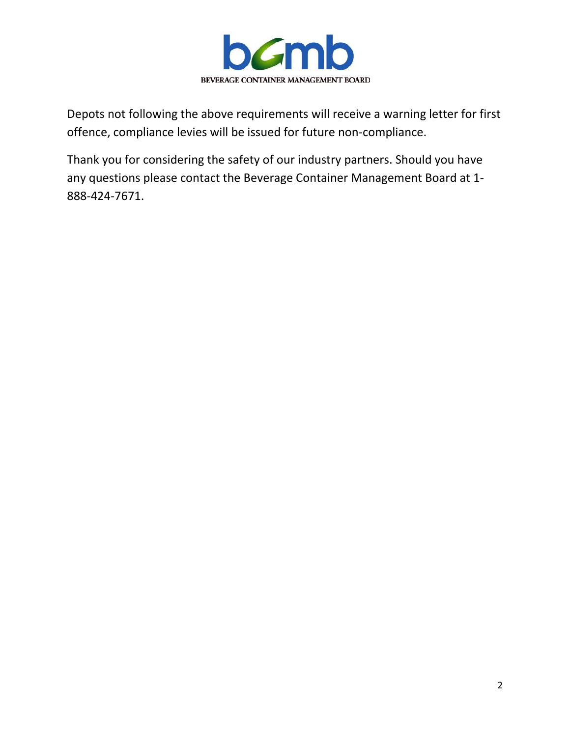Depots not following the above requirements will receive a warning letter for first offence, compliance levies will be issued for future non-compliance.

Thank you for considering the safety of our industry partners. Should you have any questions please contact the Beverage Container Management Board at 1-888-424-7671.